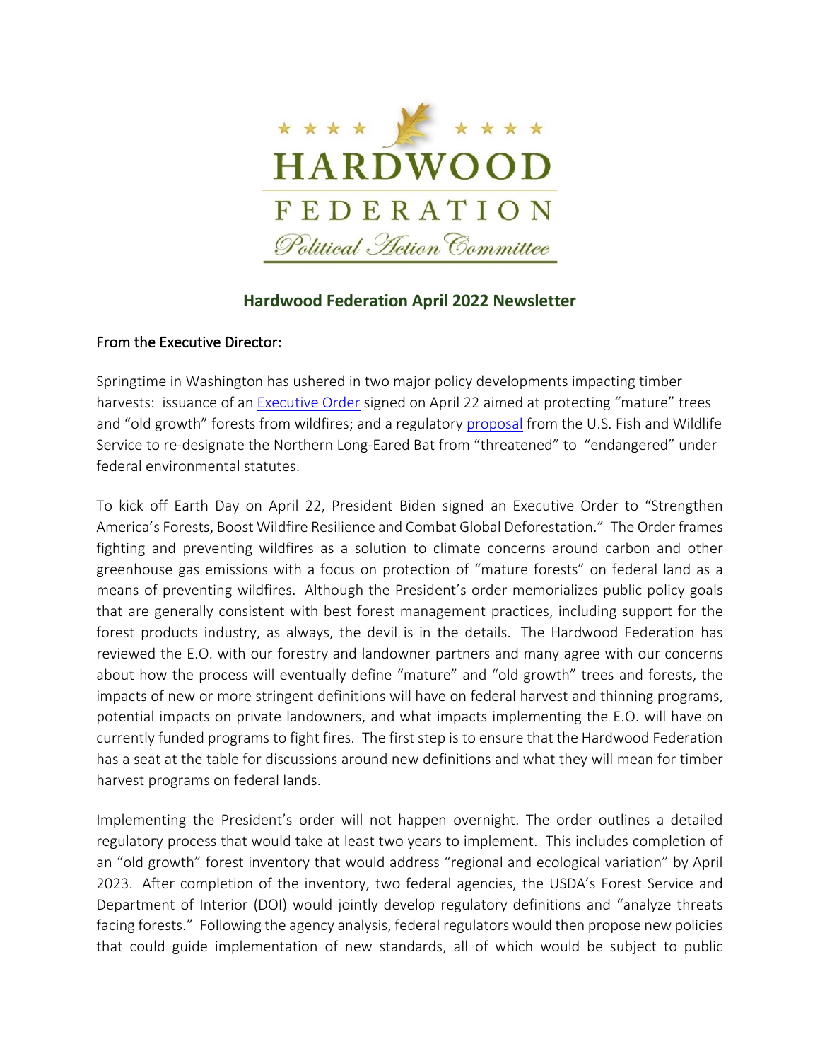# HARDWOOD FEDERATION

## Political Action Committee

## Hardwood Federation April 2022 Newsletter

### From the Executive Director:

Springtime in Washington has ushered in two major policy developments impacting timber harvests: issuance of an Executive Order signed on April 22 aimed at protecting "mature" trees and "old growth" forests from wildfires; and a regulatory proposal from the U.S. Fish and Wildlife Service to re-designate the Northern Long-Eared Bat from "threatened" to "endangered" under federal environmental statutes.

To kick off Earth Day on April 22, President Biden signed an Executive Order to "Strengthen America's Forests, Boost Wildfire Resilience and Combat Global Deforestation." The Order frames fighting and preventing wildfires as a solution to climate concerns around carbon and other greenhouse gas emissions with a focus on protection of "mature forests" on federal land as a means of preventing wildfires. Although the President's order memorializes public policy goals that are generally consistent with best forest management practices, including support for the forest products industry, as always, the devil is in the details. The Hardwood Federation has reviewed the E.O. with our forestry and landowner partners and many agree with our concerns about how the process will eventually define "mature" and "old growth" trees and forests, the impacts of new or more stringent definitions will have on federal harvest and thinning programs, potential impacts on private landowners, and what impacts implementing the E.O. will have on currently funded programs to fight fires. The first step is to ensure that the Hardwood Federation has a seat at the table for discussions around new definitions and what they will mean for timber harvest programs on federal lands.

Implementing the President's order will not happen overnight. The order outlines a detailed regulatory process that would take at least two years to implement. This includes completion of an "old growth" forest inventory that would address "regional and ecological variation" by April 2023. After completion of the inventory, two federal agencies, the USDA's Forest Service and Department of Interior (DOI) would jointly develop regulatory definitions and "analyze threats facing forests." Following the agency analysis, federal regulators would then propose new policies that could guide implementation of new standards, all of which would be subject to public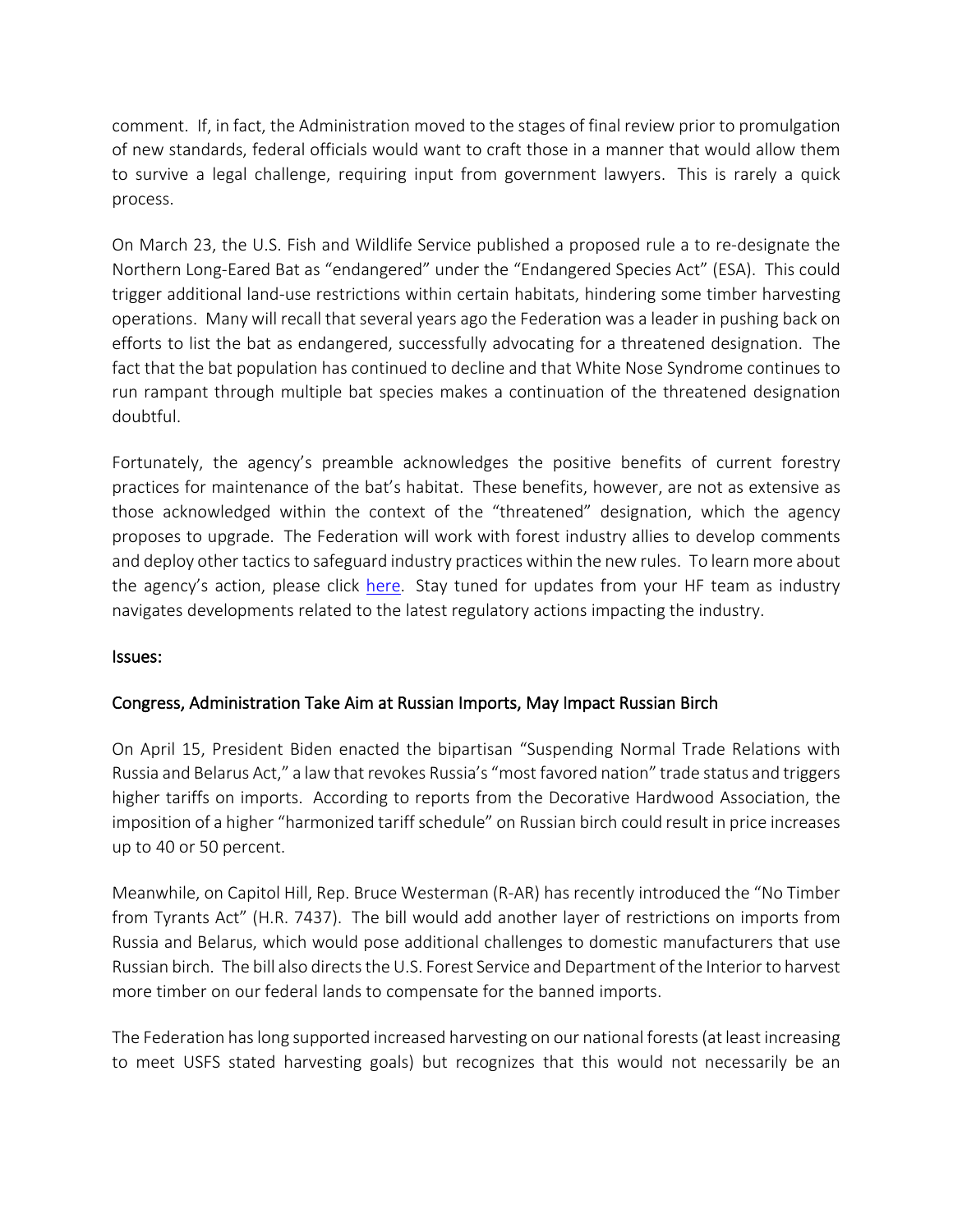comment. If, in fact, the Administration moved to the stages of final review prior to promulgation of new standards, federal officials would want to craft those in a manner that would allow them to survive a legal challenge, requiring input from government lawyers. This is rarely a quick process.

On March 23, the U.S. Fish and Wildlife Service published a proposed rule a to re-designate the Northern Long-Eared Bat as "endangered" under the "Endangered Species Act" (ESA). This could trigger additional land-use restrictions within certain habitats, hindering some timber harvesting operations. Many will recall that several years ago the Federation was a leader in pushing back on efforts to list the bat as endangered, successfully advocating for a threatened designation. The fact that the bat population has continued to decline and that White Nose Syndrome continues to run rampant through multiple bat species makes a continuation of the threatened designation doubtful.

Fortunately, the agency's preamble acknowledges the positive benefits of current forestry practices for maintenance of the bat's habitat. These benefits, however, are not as extensive as those acknowledged within the context of the "threatened" designation, which the agency proposes to upgrade. The Federation will work with forest industry allies to develop comments and deploy other tactics to safeguard industry practices within the new rules. To learn more about the agency's action, please click here. Stay tuned for updates from your HF team as industry navigates developments related to the latest regulatory actions impacting the industry.

## Issues:

### Congress, Administration Take Aim at Russian Imports, May Impact Russian Birch

On April 15, President Biden enacted the bipartisan "Suspending Normal Trade Relations with Russia and Belarus Act," a law that revokes Russia's "most favored nation" trade status and triggers higher tariffs on imports. According to reports from the Decorative Hardwood Association, the imposition of a higher "harmonized tariff schedule" on Russian birch could result in price increases up to 40 or 50 percent.

Meanwhile, on Capitol Hill, Rep. Bruce Westerman (R-AR) has recently introduced the "No Timber from Tyrants Act" (H.R. 7437). The bill would add another layer of restrictions on imports from Russia and Belarus, which would pose additional challenges to domestic manufacturers that use Russian birch. The bill also directs the U.S. Forest Service and Department of the Interior to harvest more timber on our federal lands to compensate for the banned imports.

The Federation has long supported increased harvesting on our national forests (at least increasing to meet USFS stated harvesting goals) but recognizes that this would not necessarily be an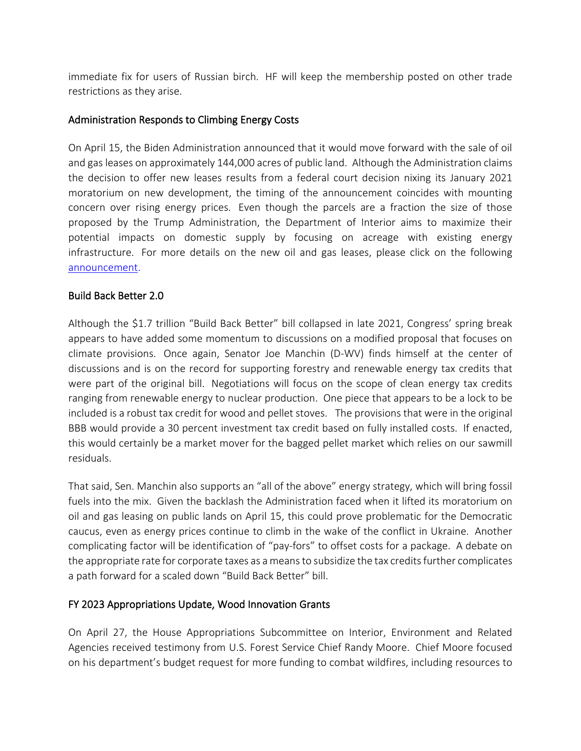immediate fix for users of Russian birch. HF will keep the membership posted on other trade restrictions as they arise.

## Administration Responds to Climbing Energy Costs

On April 15, the Biden Administration announced that it would move forward with the sale of oil and gas leases on approximately 144,000 acres of public land. Although the Administration claims the decision to offer new leases results from a federal court decision nixing its January 2021 moratorium on new development, the timing of the announcement coincides with mounting concern over rising energy prices. Even though the parcels are a fraction the size of those proposed by the Trump Administration, the Department of Interior aims to maximize their potential impacts on domestic supply by focusing on acreage with existing energy infrastructure. For more details on the new oil and gas leases, please click on the following announcement.

## Build Back Better 2.0

Although the $1.7 trillion "Build Back Better" bill collapsed in late 2021, Congress' spring break appears to have added some momentum to discussions on a modified proposal that focuses on climate provisions. Once again, Senator Joe Manchin (D-WV) finds himself at the center of discussions and is on the record for supporting forestry and renewable energy tax credits that were part of the original bill. Negotiations will focus on the scope of clean energy tax credits ranging from renewable energy to nuclear production. One piece that appears to be a lock to be included is a robust tax credit for wood and pellet stoves. The provisions that were in the original BBB would provide a 30 percent investment tax credit based on fully installed costs. If enacted, this would certainly be a market mover for the bagged pellet market which relies on our sawmill residuals.

That said, Sen. Manchin also supports an "all of the above" energy strategy, which will bring fossil fuels into the mix. Given the backlash the Administration faced when it lifted its moratorium on oil and gas leasing on public lands on April 15, this could prove problematic for the Democratic caucus, even as energy prices continue to climb in the wake of the conflict in Ukraine. Another complicating factor will be identification of "pay-fors" to offset costs for a package. A debate on the appropriate rate for corporate taxes as a means to subsidize the tax credits further complicates a path forward for a scaled down "Build Back Better" bill.

## FY 2023 Appropriations Update, Wood Innovation Grants

On April 27, the House Appropriations Subcommittee on Interior, Environment and Related Agencies received testimony from U.S. Forest Service Chief Randy Moore. Chief Moore focused on his department's budget request for more funding to combat wildfires, including resources to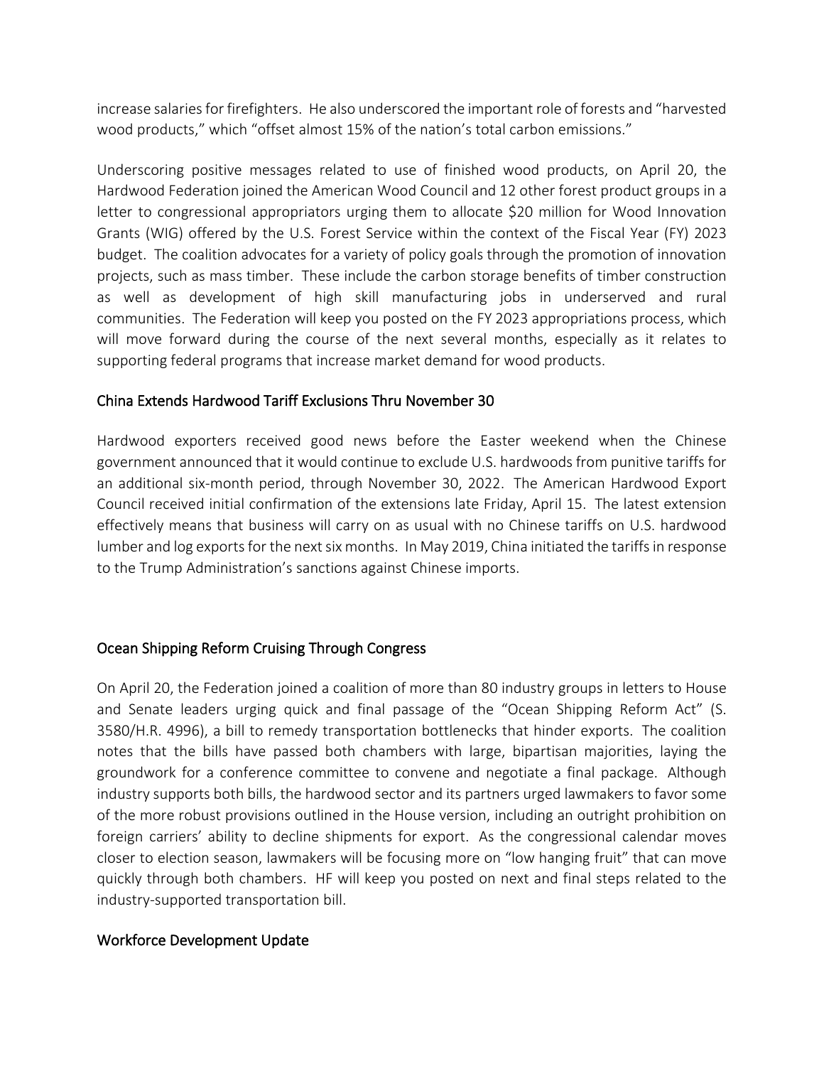increase salaries for firefighters. He also underscored the important role of forests and "harvested wood products," which "offset almost 15% of the nation's total carbon emissions."

Underscoring positive messages related to use of finished wood products, on April 20, the Hardwood Federation joined the American Wood Council and 12 other forest product groups in a letter to congressional appropriators urging them to allocate $20 million for Wood Innovation Grants (WIG) offered by the U.S. Forest Service within the context of the Fiscal Year (FY) 2023 budget. The coalition advocates for a variety of policy goals through the promotion of innovation projects, such as mass timber. These include the carbon storage benefits of timber construction as well as development of high skill manufacturing jobs in underserved and rural communities. The Federation will keep you posted on the FY 2023 appropriations process, which will move forward during the course of the next several months, especially as it relates to supporting federal programs that increase market demand for wood products.

## China Extends Hardwood Tariff Exclusions Thru November 30

Hardwood exporters received good news before the Easter weekend when the Chinese government announced that it would continue to exclude U.S. hardwoods from punitive tariffs for an additional six-month period, through November 30, 2022. The American Hardwood Export Council received initial confirmation of the extensions late Friday, April 15. The latest extension effectively means that business will carry on as usual with no Chinese tariffs on U.S. hardwood lumber and log exports for the next six months. In May 2019, China initiated the tariffs in response to the Trump Administration's sanctions against Chinese imports.

## Ocean Shipping Reform Cruising Through Congress

On April 20, the Federation joined a coalition of more than 80 industry groups in letters to House and Senate leaders urging quick and final passage of the "Ocean Shipping Reform Act" (S. 3580/H.R. 4996), a bill to remedy transportation bottlenecks that hinder exports. The coalition notes that the bills have passed both chambers with large, bipartisan majorities, laying the groundwork for a conference committee to convene and negotiate a final package. Although industry supports both bills, the hardwood sector and its partners urged lawmakers to favor some of the more robust provisions outlined in the House version, including an outright prohibition on foreign carriers' ability to decline shipments for export. As the congressional calendar moves closer to election season, lawmakers will be focusing more on "low hanging fruit" that can move quickly through both chambers. HF will keep you posted on next and final steps related to the industry-supported transportation bill.

## Workforce Development Update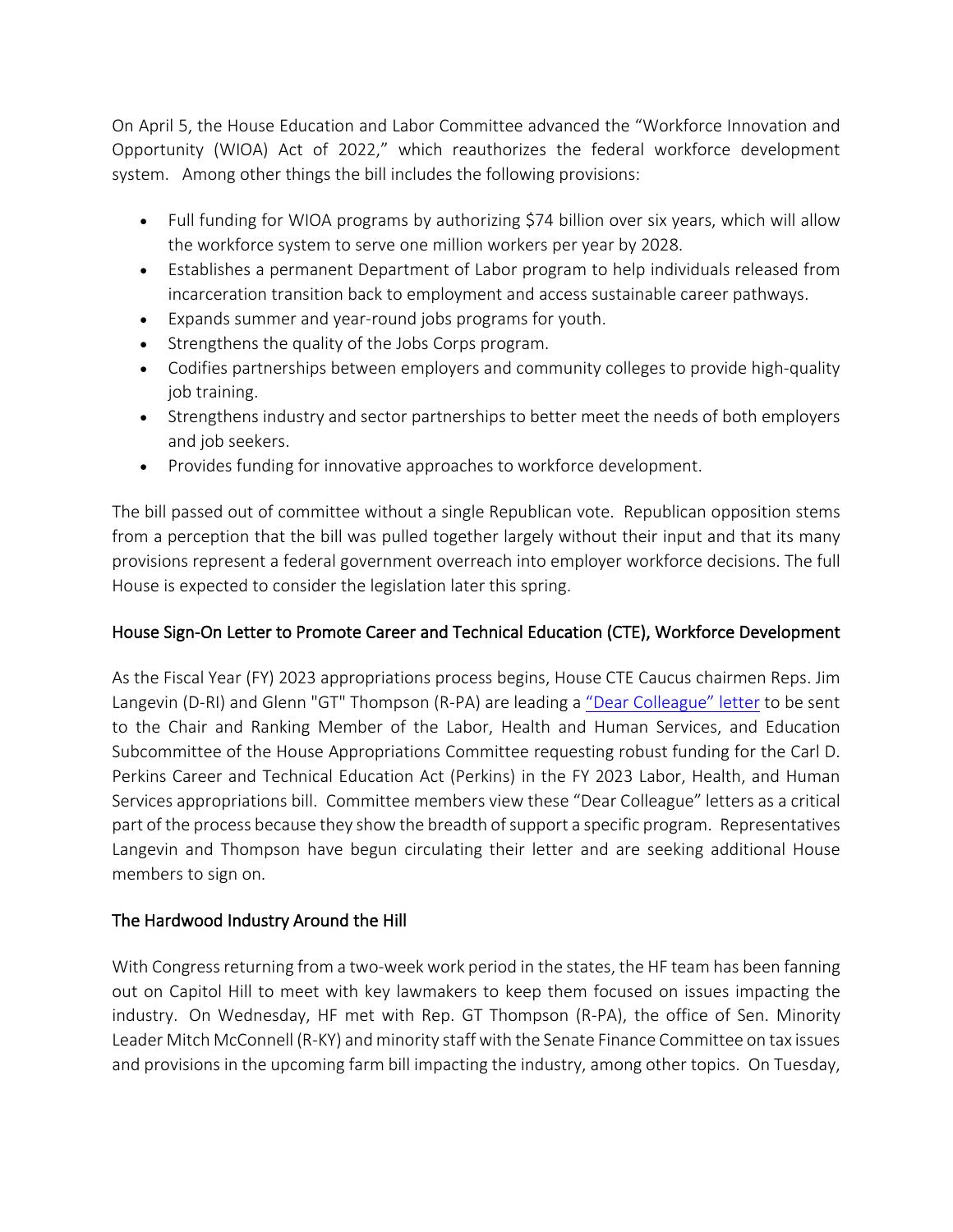On April 5, the House Education and Labor Committee advanced the "Workforce Innovation and Opportunity (WIOA) Act of 2022," which reauthorizes the federal workforce development system. Among other things the bill includes the following provisions:

- Full funding for WIOA programs by authorizing $74 billion over six years, which will allow the workforce system to serve one million workers per year by 2028.
- Establishes a permanent Department of Labor program to help individuals released from incarceration transition back to employment and access sustainable career pathways.
- Expands summer and year-round jobs programs for youth.
- Strengthens the quality of the Jobs Corps program.
- Codifies partnerships between employers and community colleges to provide high-quality job training.
- Strengthens industry and sector partnerships to better meet the needs of both employers and job seekers.
- Provides funding for innovative approaches to workforce development.

The bill passed out of committee without a single Republican vote. Republican opposition stems from a perception that the bill was pulled together largely without their input and that its many provisions represent a federal government overreach into employer workforce decisions. The full House is expected to consider the legislation later this spring.

## House Sign-On Letter to Promote Career and Technical Education (CTE), Workforce Development

As the Fiscal Year (FY) 2023 appropriations process begins, House CTE Caucus chairmen Reps. Jim Langevin (D-RI) and Glenn "GT" Thompson (R-PA) are leading a "Dear Colleague" letter to be sent to the Chair and Ranking Member of the Labor, Health and Human Services, and Education Subcommittee of the House Appropriations Committee requesting robust funding for the Carl D. Perkins Career and Technical Education Act (Perkins) in the FY 2023 Labor, Health, and Human Services appropriations bill. Committee members view these "Dear Colleague" letters as a critical part of the process because they show the breadth of support a specific program. Representatives Langevin and Thompson have begun circulating their letter and are seeking additional House members to sign on.

## The Hardwood Industry Around the Hill

With Congress returning from a two-week work period in the states, the HF team has been fanning out on Capitol Hill to meet with key lawmakers to keep them focused on issues impacting the industry. On Wednesday, HF met with Rep. GT Thompson (R-PA), the office of Sen. Minority Leader Mitch McConnell (R-KY) and minority staff with the Senate Finance Committee on tax issues and provisions in the upcoming farm bill impacting the industry, among other topics. On Tuesday,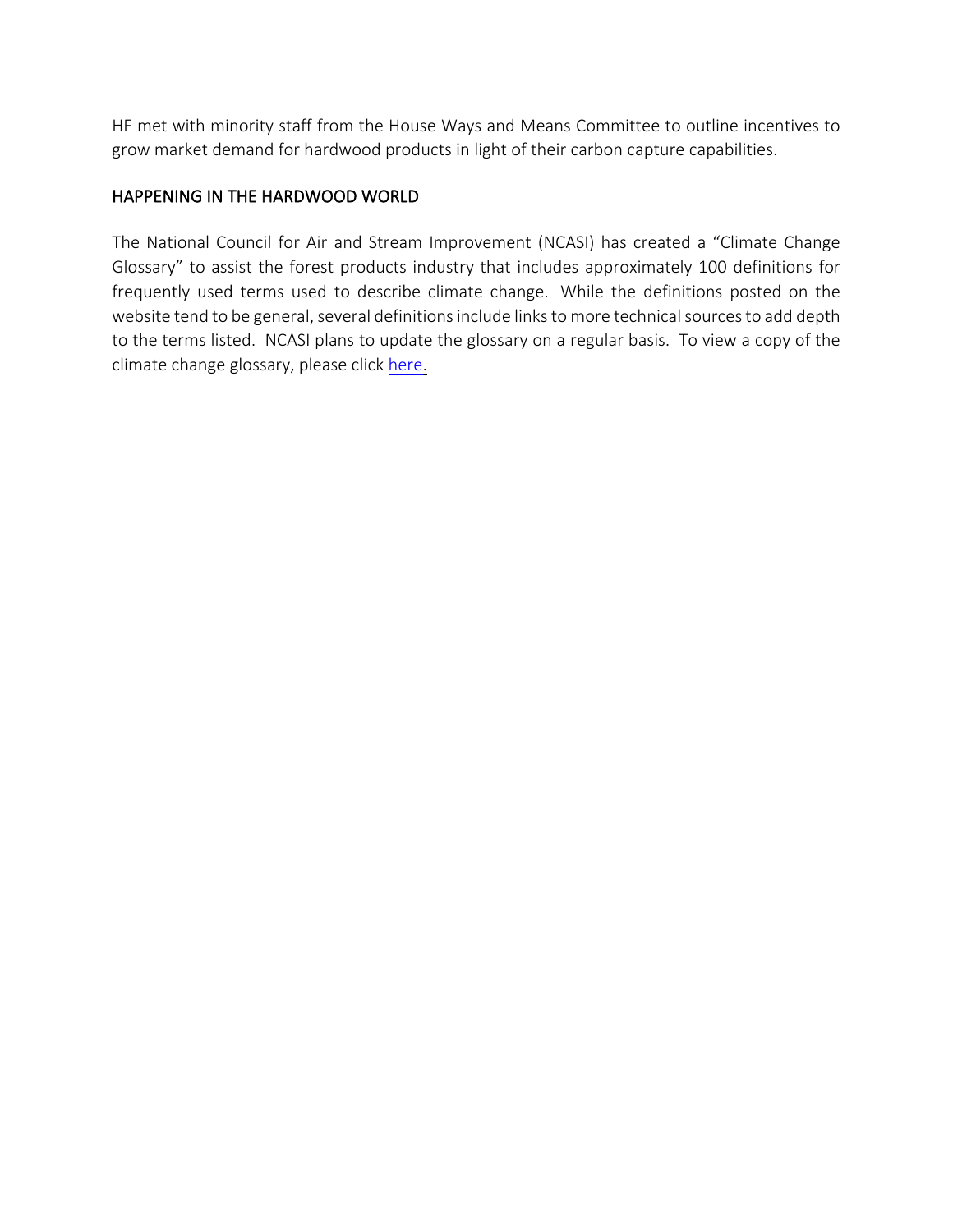HF met with minority staff from the House Ways and Means Committee to outline incentives to grow market demand for hardwood products in light of their carbon capture capabilities.

## HAPPENING IN THE HARDWOOD WORLD

The National Council for Air and Stream Improvement (NCASI) has created a "Climate Change Glossary" to assist the forest products industry that includes approximately 100 definitions for frequently used terms used to describe climate change. While the definitions posted on the website tend to be general, several definitions include links to more technical sources to add depth to the terms listed. NCASI plans to update the glossary on a regular basis. To view a copy of the climate change glossary, please click here.